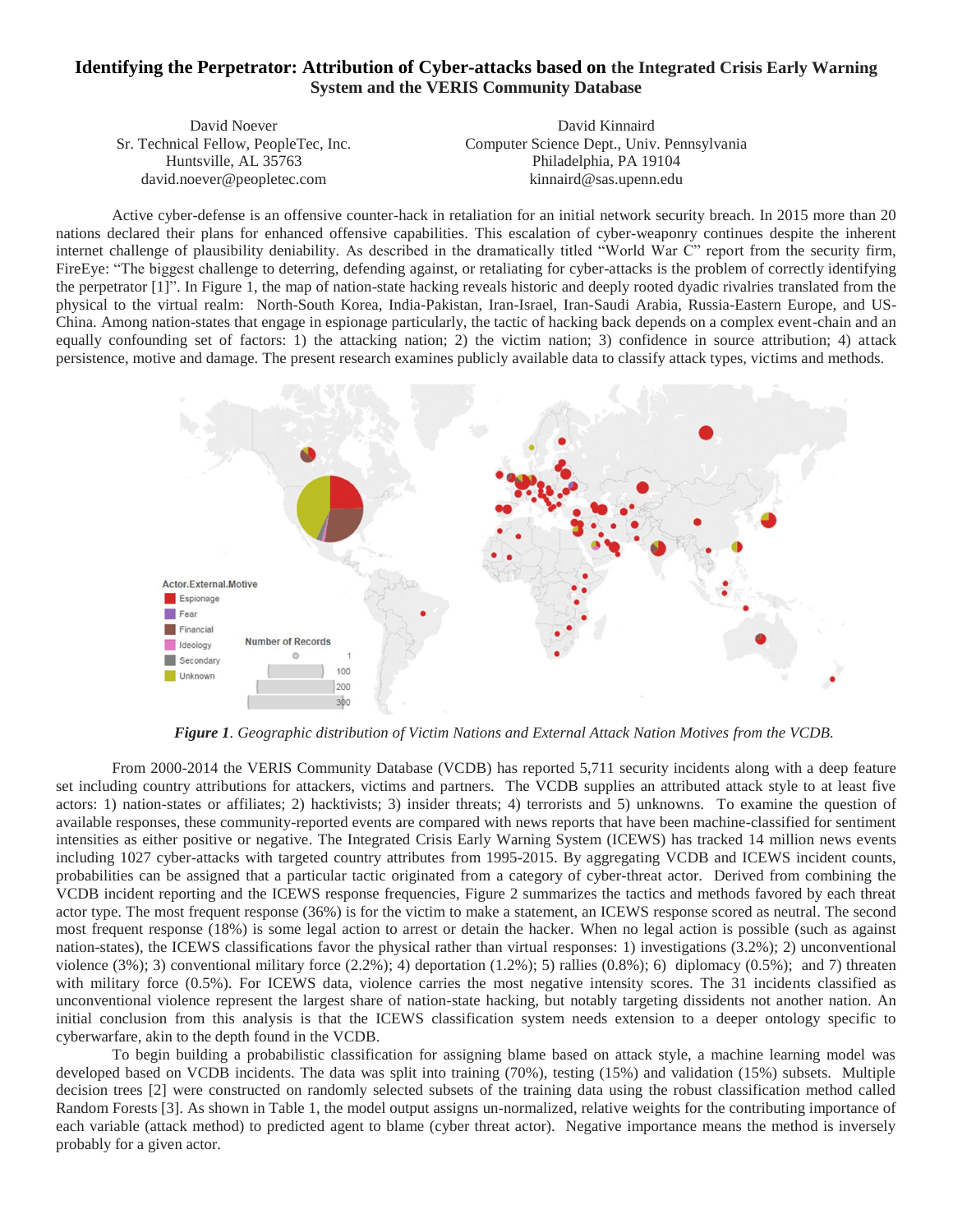# Identifying the Perpetrator: Attribution of Cyber-attacks based on the Integrated Crisis Early Warning System and the VERIS Community Database

David Noever
Sr. Technical Fellow, PeopleTec, Inc.
Huntsville, AL 35763
david.noever@peopletec.com

David Kinnaird
Computer Science Dept., Univ. Pennsylvania
Philadelphia, PA 19104
kinnaird@sas.upenn.edu

Active cyber-defense is an offensive counter-hack in retaliation for an initial network security breach. In 2015 more than 20 nations declared their plans for enhanced offensive capabilities. This escalation of cyber-weaponry continues despite the inherent internet challenge of plausibility deniability. As described in the dramatically titled "World War C" report from the security firm, FireEye: "The biggest challenge to deterring, defending against, or retaliating for cyber-attacks is the problem of correctly identifying the perpetrator [1]". In Figure 1, the map of nation-state hacking reveals historic and deeply rooted dyadic rivalries translated from the physical to the virtual realm: North-South Korea, India-Pakistan, Iran-Israel, Iran-Saudi Arabia, Russia-Eastern Europe, and US-China. Among nation-states that engage in espionage particularly, the tactic of hacking back depends on a complex event-chain and an equally confounding set of factors: 1) the attacking nation; 2) the victim nation; 3) confidence in source attribution; 4) attack persistence, motive and damage. The present research examines publicly available data to classify attack types, victims and methods.

Actor.External.Motive
Espionage
Fear
Financial
Ideology
Secondary
Unknown

Number of Records
1
100
200
300

***Figure 1**. Geographic distribution of Victim Nations and External Attack Nation Motives from the VCDB.*

From 2000-2014 the VERIS Community Database (VCDB) has reported 5,711 security incidents along with a deep feature set including country attributions for attackers, victims and partners. The VCDB supplies an attributed attack style to at least five actors: 1) nation-states or affiliates; 2) hacktivists; 3) insider threats; 4) terrorists and 5) unknowns. To examine the question of available responses, these community-reported events are compared with news reports that have been machine-classified for sentiment intensities as either positive or negative. The Integrated Crisis Early Warning System (ICEWS) has tracked 14 million news events including 1027 cyber-attacks with targeted country attributes from 1995-2015. By aggregating VCDB and ICEWS incident counts, probabilities can be assigned that a particular tactic originated from a category of cyber-threat actor. Derived from combining the VCDB incident reporting and the ICEWS response frequencies, Figure 2 summarizes the tactics and methods favored by each threat actor type. The most frequent response (36%) is for the victim to make a statement, an ICEWS response scored as neutral. The second most frequent response (18%) is some legal action to arrest or detain the hacker. When no legal action is possible (such as against nation-states), the ICEWS classifications favor the physical rather than virtual responses: 1) investigations (3.2%); 2) unconventional violence (3%); 3) conventional military force (2.2%); 4) deportation (1.2%); 5) rallies (0.8%); 6) diplomacy (0.5%); and 7) threaten with military force (0.5%). For ICEWS data, violence carries the most negative intensity scores. The 31 incidents classified as unconventional violence represent the largest share of nation-state hacking, but notably targeting dissidents not another nation. An initial conclusion from this analysis is that the ICEWS classification system needs extension to a deeper ontology specific to cyberwarfare, akin to the depth found in the VCDB.

To begin building a probabilistic classification for assigning blame based on attack style, a machine learning model was developed based on VCDB incidents. The data was split into training (70%), testing (15%) and validation (15%) subsets. Multiple decision trees [2] were constructed on randomly selected subsets of the training data using the robust classification method called Random Forests [3]. As shown in Table 1, the model output assigns un-normalized, relative weights for the contributing importance of each variable (attack method) to predicted agent to blame (cyber threat actor). Negative importance means the method is inversely probably for a given actor.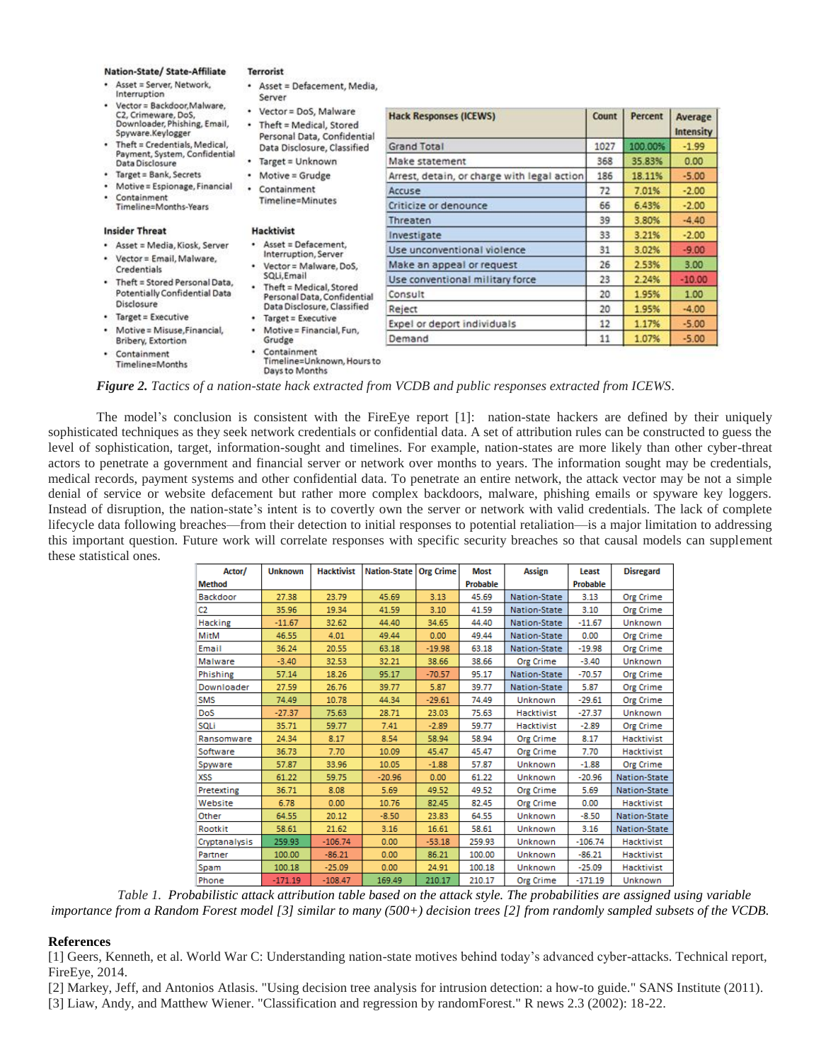**Nation-State/ State-Affiliate**

- Asset = Server, Network, Interruption
- Vector = Backdoor,Malware, C2, Crimeware, DoS, Downloader, Phishing, Email, Spyware.Keylogger
- Theft = Credentials, Medical, Payment, System, Confidential Data Disclosure
- Target = Bank, Secrets
- Motive = Espionage, Financial
- Containment Timeline=Months-Years

**Terrorist**

- Asset = Defacement, Media, Server
- Vector = DoS, Malware
- Theft = Medical, Stored Personal Data, Confidential Data Disclosure, Classified
- Target = Unknown
- Motive = Grudge
- Containment Timeline=Minutes

**Insider Threat**

- Asset = Media, Kiosk, Server
- Vector = Email, Malware, Credentials
- Theft = Stored Personal Data, Potentially Confidential Data Disclosure
- Target = Executive
- Motive = Misuse,Financial, Bribery, Extortion
- Containment Timeline=Months

**Hacktivist**

- Asset = Defacement, Interruption, Server
- Vector = Malware, DoS, SQLi,Email
- Theft = Medical, Stored Personal Data, Confidential Data Disclosure, Classified
- Target = Executive
- Motive = Financial, Fun, Grudge
- Containment Timeline=Unknown, Hours to Days to Months

| Hack Responses (ICEWS) | Count | Percent | Average Intensity |
|---|---|---|---|
| Grand Total | 1027 | 100.00% | -1.99 |
| Make statement | 368 | 35.83% | 0.00 |
| Arrest, detain, or charge with legal action | 186 | 18.11% | -5.00 |
| Accuse | 72 | 7.01% | -2.00 |
| Criticize or denounce | 66 | 6.43% | -2.00 |
| Threaten | 39 | 3.80% | -4.40 |
| Investigate | 33 | 3.21% | -2.00 |
| Use unconventional violence | 31 | 3.02% | -9.00 |
| Make an appeal or request | 26 | 2.53% | 3.00 |
| Use conventional military force | 23 | 2.24% | -10.00 |
| Consult | 20 | 1.95% | 1.00 |
| Reject | 20 | 1.95% | -4.00 |
| Expel or deport individuals | 12 | 1.17% | -5.00 |
| Demand | 11 | 1.07% | -5.00 |

***Figure 2.*** *Tactics of a nation-state hack extracted from VCDB and public responses extracted from ICEWS.*

The model's conclusion is consistent with the FireEye report [1]: nation-state hackers are defined by their uniquely sophisticated techniques as they seek network credentials or confidential data. A set of attribution rules can be constructed to guess the level of sophistication, target, information-sought and timelines. For example, nation-states are more likely than other cyber-threat actors to penetrate a government and financial server or network over months to years. The information sought may be credentials, medical records, payment systems and other confidential data. To penetrate an entire network, the attack vector may be not a simple denial of service or website defacement but rather more complex backdoors, malware, phishing emails or spyware key loggers. Instead of disruption, the nation-state's intent is to covertly own the server or network with valid credentials. The lack of complete lifecycle data following breaches—from their detection to initial responses to potential retaliation—is a major limitation to addressing this important question. Future work will correlate responses with specific security breaches so that causal models can supplement these statistical ones.

| Actor/ Method | Unknown | Hacktivist | Nation-State | Org Crime | Most Probable | Assign | Least Probable | Disregard |
|---|---|---|---|---|---|---|---|---|
| Backdoor | 27.38 | 23.79 | 45.69 | 3.13 | 45.69 | Nation-State | 3.13 | Org Crime |
| C2 | 35.96 | 19.34 | 41.59 | 3.10 | 41.59 | Nation-State | 3.10 | Org Crime |
| Hacking | -11.67 | 32.62 | 44.40 | 34.65 | 44.40 | Nation-State | -11.67 | Unknown |
| MitM | 46.55 | 4.01 | 49.44 | 0.00 | 49.44 | Nation-State | 0.00 | Org Crime |
| Email | 36.24 | 20.55 | 63.18 | -19.98 | 63.18 | Nation-State | -19.98 | Org Crime |
| Malware | -3.40 | 32.53 | 32.21 | 38.66 | 38.66 | Org Crime | -3.40 | Unknown |
| Phishing | 57.14 | 18.26 | 95.17 | -70.57 | 95.17 | Nation-State | -70.57 | Org Crime |
| Downloader | 27.59 | 26.76 | 39.77 | 5.87 | 39.77 | Nation-State | 5.87 | Org Crime |
| SMS | 74.49 | 10.78 | 44.34 | -29.61 | 74.49 | Unknown | -29.61 | Org Crime |
| DoS | -27.37 | 75.63 | 28.71 | 23.03 | 75.63 | Hacktivist | -27.37 | Unknown |
| SQLi | 35.71 | 59.77 | 7.41 | -2.89 | 59.77 | Hacktivist | -2.89 | Org Crime |
| Ransomware | 24.34 | 8.17 | 8.54 | 58.94 | 58.94 | Org Crime | 8.17 | Hacktivist |
| Software | 36.73 | 7.70 | 10.09 | 45.47 | 45.47 | Org Crime | 7.70 | Hacktivist |
| Spyware | 57.87 | 33.96 | 10.05 | -1.88 | 57.87 | Unknown | -1.88 | Org Crime |
| XSS | 61.22 | 59.75 | -20.96 | 0.00 | 61.22 | Unknown | -20.96 | Nation-State |
| Pretexting | 36.71 | 8.08 | 5.69 | 49.52 | 49.52 | Org Crime | 5.69 | Nation-State |
| Website | 6.78 | 0.00 | 10.76 | 82.45 | 82.45 | Org Crime | 0.00 | Hacktivist |
| Other | 64.55 | 20.12 | -8.50 | 23.83 | 64.55 | Unknown | -8.50 | Nation-State |
| Rootkit | 58.61 | 21.62 | 3.16 | 16.61 | 58.61 | Unknown | 3.16 | Nation-State |
| Cryptanalysis | 259.93 | -106.74 | 0.00 | -53.18 | 259.93 | Unknown | -106.74 | Hacktivist |
| Partner | 100.00 | -86.21 | 0.00 | 86.21 | 100.00 | Unknown | -86.21 | Hacktivist |
| Spam | 100.18 | -25.09 | 0.00 | 24.91 | 100.18 | Unknown | -25.09 | Hacktivist |
| Phone | -171.19 | -108.47 | 169.49 | 210.17 | 210.17 | Org Crime | -171.19 | Unknown |

*Table 1. **Probabilistic attack attribution table based on the attack style. The probabilities are assigned using variable importance from a Random Forest model [3] similar to many (500+) decision trees [2] from randomly sampled subsets of the VCDB.***

**References**

[1] Geers, Kenneth, et al. World War C: Understanding nation-state motives behind today's advanced cyber-attacks. Technical report, FireEye, 2014.

[2] Markey, Jeff, and Antonios Atlasis. "Using decision tree analysis for intrusion detection: a how-to guide." SANS Institute (2011).

[3] Liaw, Andy, and Matthew Wiener. "Classification and regression by randomForest." R news 2.3 (2002): 18-22.